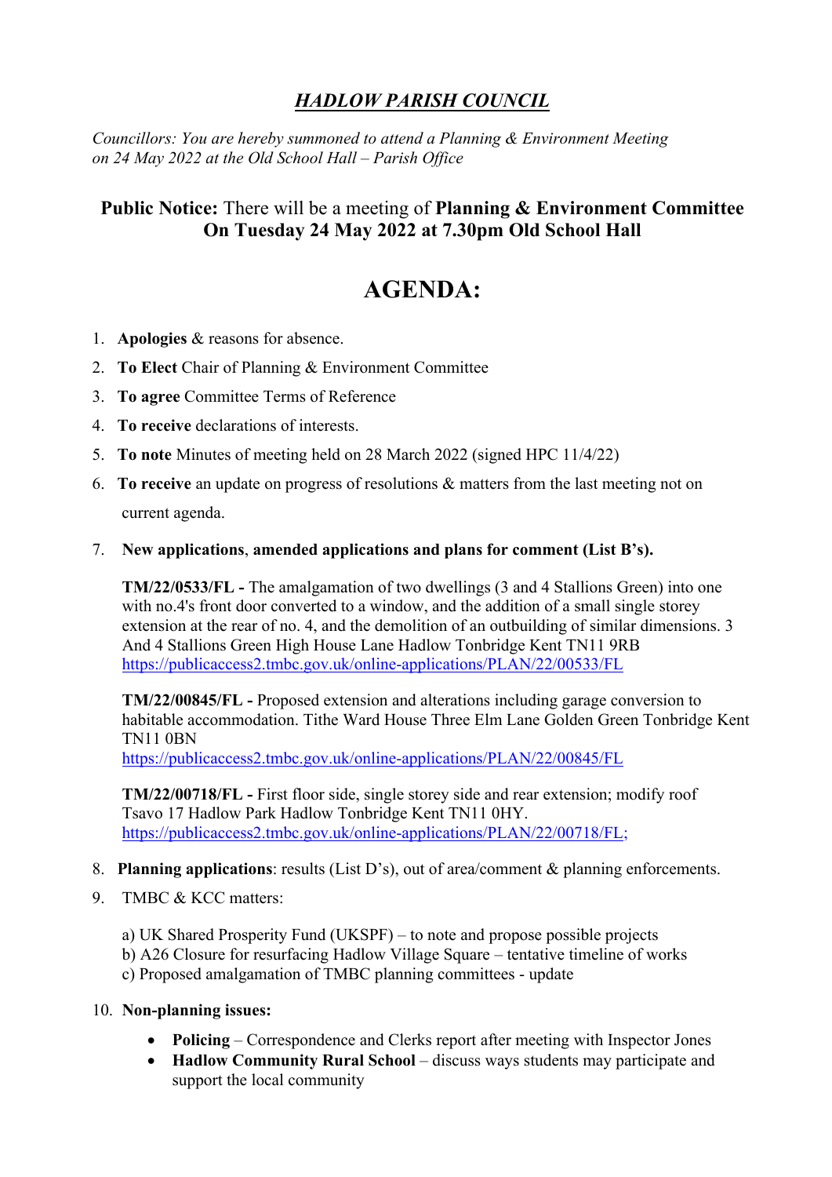# *HADLOW PARISH COUNCIL*

*Councillors: You are hereby summoned to attend a Planning & Environment Meeting on 24 May 2022 at the Old School Hall – Parish Office*

## **Public Notice:** There will be a meeting of **Planning & Environment Committee On Tuesday 24 May 2022 at 7.30pm Old School Hall**

# AGENDA:

1. **Apologies** & reasons for absence.
2. **To Elect** Chair of Planning & Environment Committee
3. **To agree** Committee Terms of Reference
4. **To receive** declarations of interests.
5. **To note** Minutes of meeting held on 28 March 2022 (signed HPC 11/4/22)
6. **To receive** an update on progress of resolutions & matters from the last meeting not on current agenda.
7. **New applications**, **amended applications and plans for comment (List B's).**

   **TM/22/0533/FL -** The amalgamation of two dwellings (3 and 4 Stallions Green) into one with no.4's front door converted to a window, and the addition of a small single storey extension at the rear of no. 4, and the demolition of an outbuilding of similar dimensions. 3 And 4 Stallions Green High House Lane Hadlow Tonbridge Kent TN11 9RB https://publicaccess2.tmbc.gov.uk/online-applications/PLAN/22/00533/FL

   **TM/22/00845/FL -** Proposed extension and alterations including garage conversion to habitable accommodation. Tithe Ward House Three Elm Lane Golden Green Tonbridge Kent TN11 0BN
   https://publicaccess2.tmbc.gov.uk/online-applications/PLAN/22/00845/FL

   **TM/22/00718/FL -** First floor side, single storey side and rear extension; modify roof Tsavo 17 Hadlow Park Hadlow Tonbridge Kent TN11 0HY.
   https://publicaccess2.tmbc.gov.uk/online-applications/PLAN/22/00718/FL;

8. **Planning applications**: results (List D's), out of area/comment & planning enforcements.
9. TMBC & KCC matters:

   a) UK Shared Prosperity Fund (UKSPF) – to note and propose possible projects
   b) A26 Closure for resurfacing Hadlow Village Square – tentative timeline of works
   c) Proposed amalgamation of TMBC planning committees - update

10. **Non-planning issues:**
    - **Policing** – Correspondence and Clerks report after meeting with Inspector Jones
    - **Hadlow Community Rural School** – discuss ways students may participate and support the local community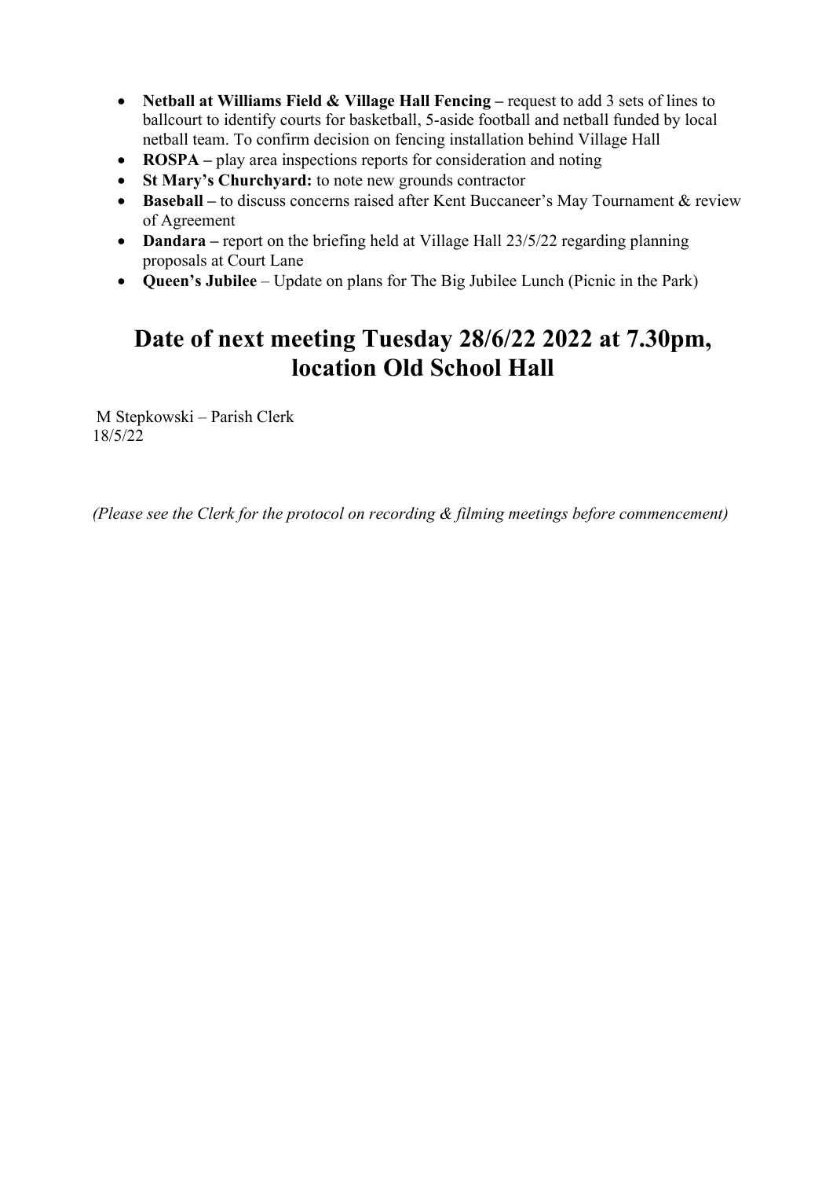- **Netball at Williams Field & Village Hall Fencing –** request to add 3 sets of lines to ballcourt to identify courts for basketball, 5-aside football and netball funded by local netball team. To confirm decision on fencing installation behind Village Hall
- **ROSPA –** play area inspections reports for consideration and noting
- **St Mary's Churchyard:** to note new grounds contractor
- **Baseball –** to discuss concerns raised after Kent Buccaneer's May Tournament & review of Agreement
- **Dandara –** report on the briefing held at Village Hall 23/5/22 regarding planning proposals at Court Lane
- **Queen's Jubilee** – Update on plans for The Big Jubilee Lunch (Picnic in the Park)

## Date of next meeting Tuesday 28/6/22 2022 at 7.30pm, location Old School Hall

M Stepkowski – Parish Clerk
18/5/22

*(Please see the Clerk for the protocol on recording & filming meetings before commencement)*